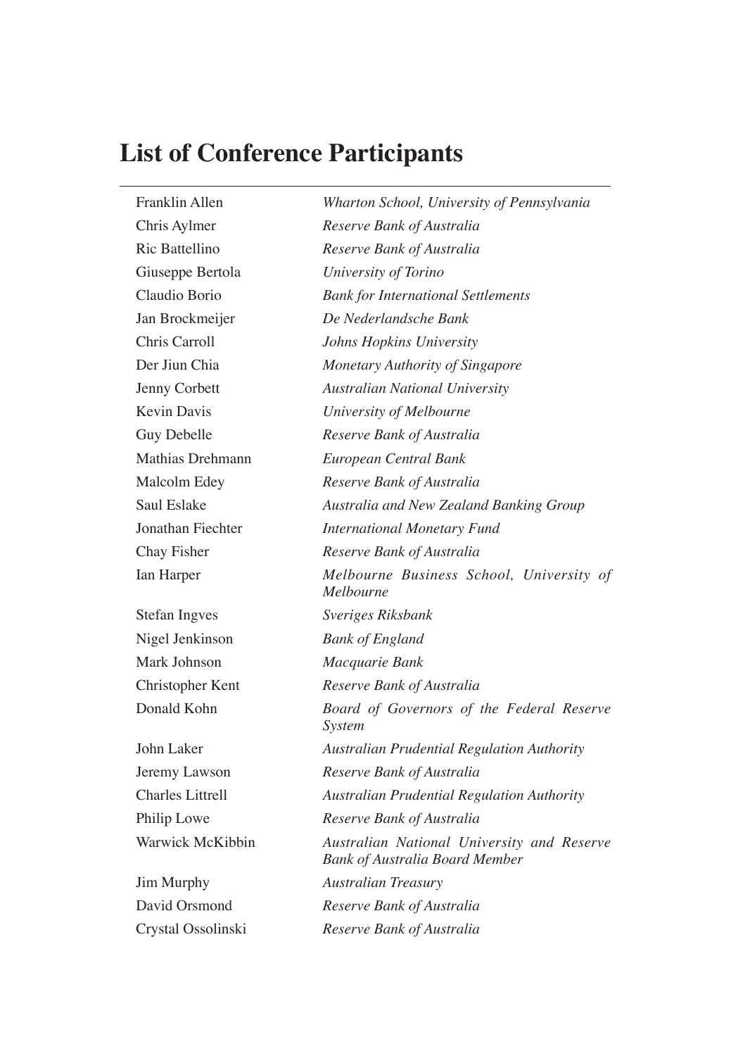# List of Conference Participants

| | |
|---|---|
| Franklin Allen | *Wharton School, University of Pennsylvania* |
| Chris Aylmer | *Reserve Bank of Australia* |
| Ric Battellino | *Reserve Bank of Australia* |
| Giuseppe Bertola | *University of Torino* |
| Claudio Borio | *Bank for International Settlements* |
| Jan Brockmeijer | *De Nederlandsche Bank* |
| Chris Carroll | *Johns Hopkins University* |
| Der Jiun Chia | *Monetary Authority of Singapore* |
| Jenny Corbett | *Australian National University* |
| Kevin Davis | *University of Melbourne* |
| Guy Debelle | *Reserve Bank of Australia* |
| Mathias Drehmann | *European Central Bank* |
| Malcolm Edey | *Reserve Bank of Australia* |
| Saul Eslake | *Australia and New Zealand Banking Group* |
| Jonathan Fiechter | *International Monetary Fund* |
| Chay Fisher | *Reserve Bank of Australia* |
| Ian Harper | *Melbourne Business School, University of Melbourne* |
| Stefan Ingves | *Sveriges Riksbank* |
| Nigel Jenkinson | *Bank of England* |
| Mark Johnson | *Macquarie Bank* |
| Christopher Kent | *Reserve Bank of Australia* |
| Donald Kohn | *Board of Governors of the Federal Reserve System* |
| John Laker | *Australian Prudential Regulation Authority* |
| Jeremy Lawson | *Reserve Bank of Australia* |
| Charles Littrell | *Australian Prudential Regulation Authority* |
| Philip Lowe | *Reserve Bank of Australia* |
| Warwick McKibbin | *Australian National University and Reserve Bank of Australia Board Member* |
| Jim Murphy | *Australian Treasury* |
| David Orsmond | *Reserve Bank of Australia* |
| Crystal Ossolinski | *Reserve Bank of Australia* |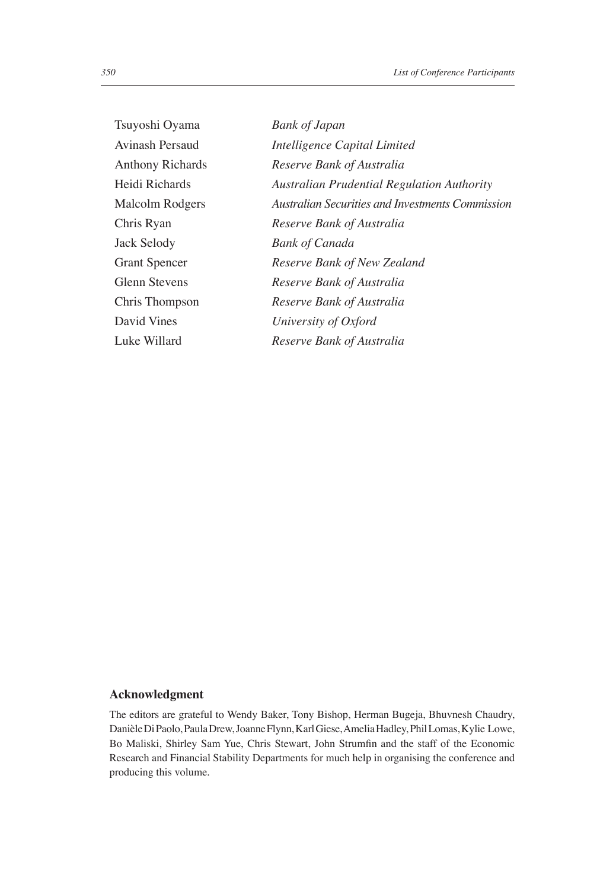| | |
|---|---|
| Tsuyoshi Oyama | *Bank of Japan* |
| Avinash Persaud | *Intelligence Capital Limited* |
| Anthony Richards | *Reserve Bank of Australia* |
| Heidi Richards | *Australian Prudential Regulation Authority* |
| Malcolm Rodgers | *Australian Securities and Investments Commission* |
| Chris Ryan | *Reserve Bank of Australia* |
| Jack Selody | *Bank of Canada* |
| Grant Spencer | *Reserve Bank of New Zealand* |
| Glenn Stevens | *Reserve Bank of Australia* |
| Chris Thompson | *Reserve Bank of Australia* |
| David Vines | *University of Oxford* |
| Luke Willard | *Reserve Bank of Australia* |

**Acknowledgment**

The editors are grateful to Wendy Baker, Tony Bishop, Herman Bugeja, Bhuvnesh Chaudry, Danièle Di Paolo, Paula Drew, Joanne Flynn, Karl Giese, Amelia Hadley, Phil Lomas, Kylie Lowe, Bo Maliski, Shirley Sam Yue, Chris Stewart, John Strumfin and the staff of the Economic Research and Financial Stability Departments for much help in organising the conference and producing this volume.